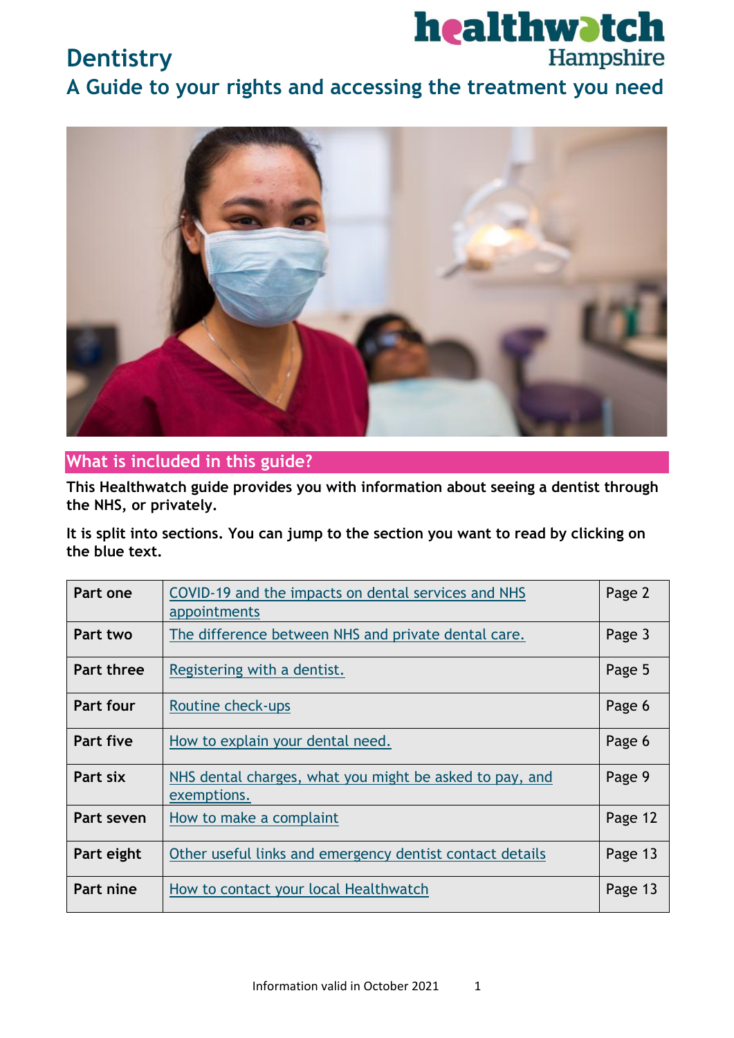healthwatch Hampshire

# Dentistry

## A Guide to your rights and accessing the treatment you need

## What is included in this guide?

**This Healthwatch guide provides you with information about seeing a dentist through the NHS, or privately.**

**It is split into sections. You can jump to the section you want to read by clicking on the blue text.**

| | | |
|---|---|---|
| **Part one** | COVID-19 and the impacts on dental services and NHS appointments | Page 2 |
| **Part two** | The difference between NHS and private dental care. | Page 3 |
| **Part three** | Registering with a dentist. | Page 5 |
| **Part four** | Routine check-ups | Page 6 |
| **Part five** | How to explain your dental need. | Page 6 |
| **Part six** | NHS dental charges, what you might be asked to pay, and exemptions. | Page 9 |
| **Part seven** | How to make a complaint | Page 12 |
| **Part eight** | Other useful links and emergency dentist contact details | Page 13 |
| **Part nine** | How to contact your local Healthwatch | Page 13 |

Information valid in October 2021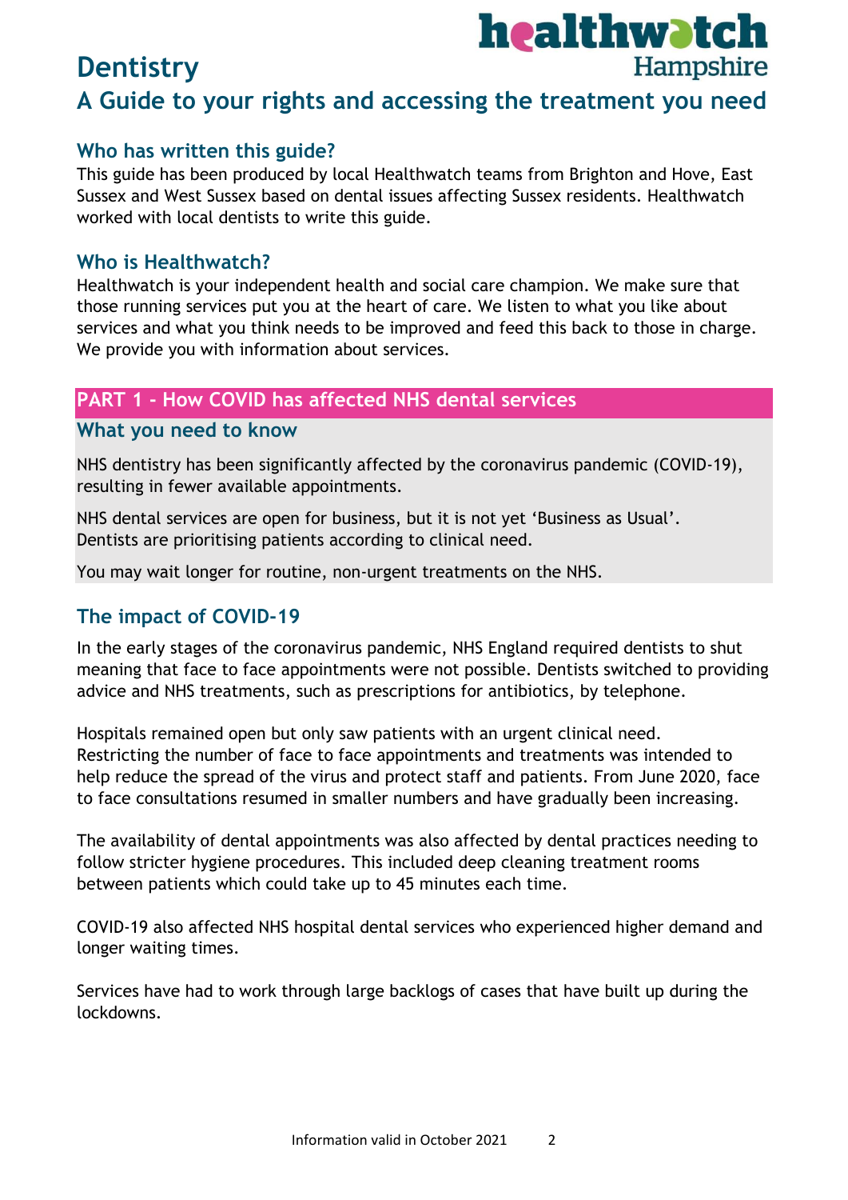# Dentistry

## A Guide to your rights and accessing the treatment you need

### Who has written this guide?

This guide has been produced by local Healthwatch teams from Brighton and Hove, East Sussex and West Sussex based on dental issues affecting Sussex residents. Healthwatch worked with local dentists to write this guide.

### Who is Healthwatch?

Healthwatch is your independent health and social care champion. We make sure that those running services put you at the heart of care. We listen to what you like about services and what you think needs to be improved and feed this back to those in charge. We provide you with information about services.

## PART 1 - How COVID has affected NHS dental services

### What you need to know

NHS dentistry has been significantly affected by the coronavirus pandemic (COVID-19), resulting in fewer available appointments.

NHS dental services are open for business, but it is not yet 'Business as Usual'. Dentists are prioritising patients according to clinical need.

You may wait longer for routine, non-urgent treatments on the NHS.

### The impact of COVID-19

In the early stages of the coronavirus pandemic, NHS England required dentists to shut meaning that face to face appointments were not possible. Dentists switched to providing advice and NHS treatments, such as prescriptions for antibiotics, by telephone.

Hospitals remained open but only saw patients with an urgent clinical need. Restricting the number of face to face appointments and treatments was intended to help reduce the spread of the virus and protect staff and patients. From June 2020, face to face consultations resumed in smaller numbers and have gradually been increasing.

The availability of dental appointments was also affected by dental practices needing to follow stricter hygiene procedures. This included deep cleaning treatment rooms between patients which could take up to 45 minutes each time.

COVID-19 also affected NHS hospital dental services who experienced higher demand and longer waiting times.

Services have had to work through large backlogs of cases that have built up during the lockdowns.

Information valid in October 2021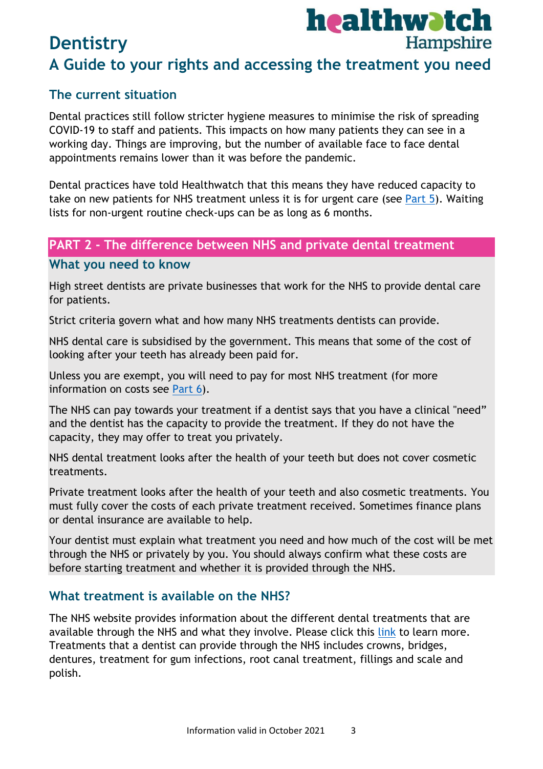# Dentistry

## A Guide to your rights and accessing the treatment you need

### The current situation

Dental practices still follow stricter hygiene measures to minimise the risk of spreading COVID-19 to staff and patients. This impacts on how many patients they can see in a working day. Things are improving, but the number of available face to face dental appointments remains lower than it was before the pandemic.

Dental practices have told Healthwatch that this means they have reduced capacity to take on new patients for NHS treatment unless it is for urgent care (see Part 5). Waiting lists for non-urgent routine check-ups can be as long as 6 months.

## PART 2 - The difference between NHS and private dental treatment

### What you need to know

High street dentists are private businesses that work for the NHS to provide dental care for patients.

Strict criteria govern what and how many NHS treatments dentists can provide.

NHS dental care is subsidised by the government. This means that some of the cost of looking after your teeth has already been paid for.

Unless you are exempt, you will need to pay for most NHS treatment (for more information on costs see Part 6).

The NHS can pay towards your treatment if a dentist says that you have a clinical "need" and the dentist has the capacity to provide the treatment. If they do not have the capacity, they may offer to treat you privately.

NHS dental treatment looks after the health of your teeth but does not cover cosmetic treatments.

Private treatment looks after the health of your teeth and also cosmetic treatments. You must fully cover the costs of each private treatment received. Sometimes finance plans or dental insurance are available to help.

Your dentist must explain what treatment you need and how much of the cost will be met through the NHS or privately by you. You should always confirm what these costs are before starting treatment and whether it is provided through the NHS.

### What treatment is available on the NHS?

The NHS website provides information about the different dental treatments that are available through the NHS and what they involve. Please click this link to learn more. Treatments that a dentist can provide through the NHS includes crowns, bridges, dentures, treatment for gum infections, root canal treatment, fillings and scale and polish.

Information valid in October 2021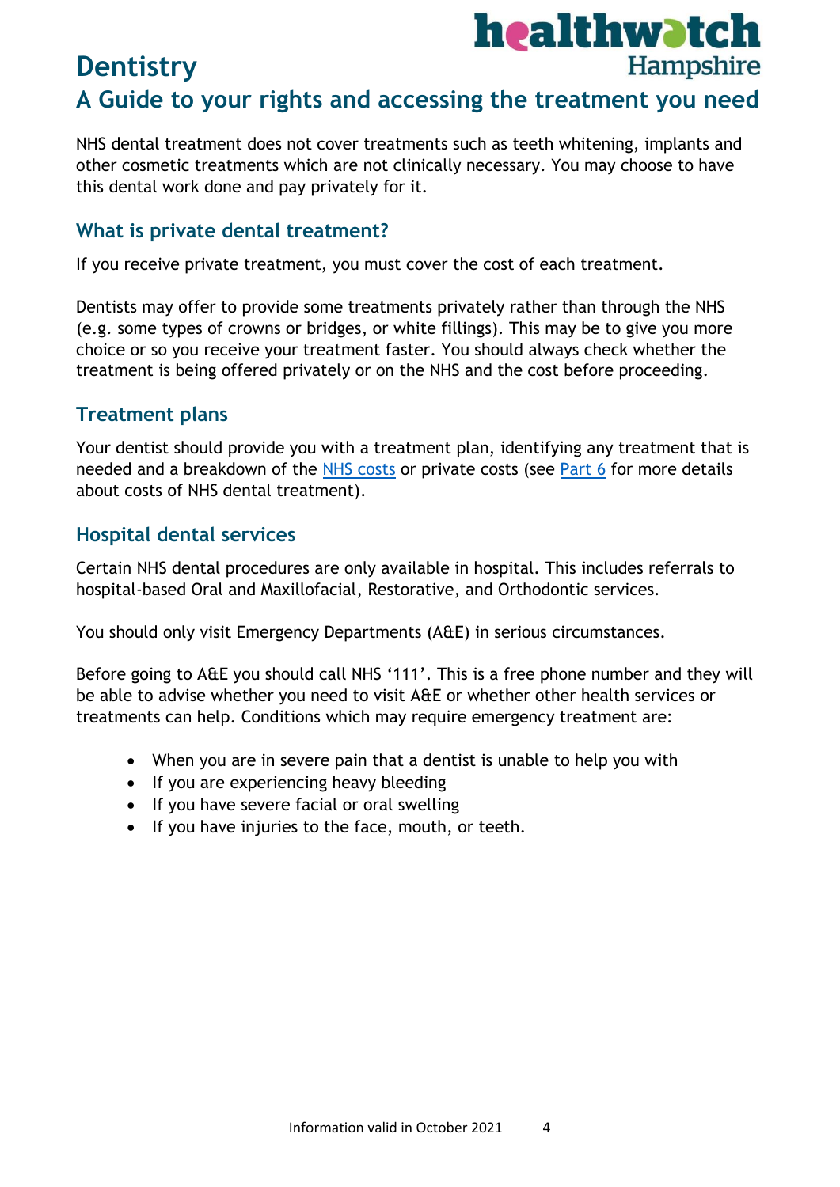# Dentistry

## A Guide to your rights and accessing the treatment you need

NHS dental treatment does not cover treatments such as teeth whitening, implants and other cosmetic treatments which are not clinically necessary. You may choose to have this dental work done and pay privately for it.

### What is private dental treatment?

If you receive private treatment, you must cover the cost of each treatment.

Dentists may offer to provide some treatments privately rather than through the NHS (e.g. some types of crowns or bridges, or white fillings). This may be to give you more choice or so you receive your treatment faster. You should always check whether the treatment is being offered privately or on the NHS and the cost before proceeding.

### Treatment plans

Your dentist should provide you with a treatment plan, identifying any treatment that is needed and a breakdown of the NHS costs or private costs (see Part 6 for more details about costs of NHS dental treatment).

### Hospital dental services

Certain NHS dental procedures are only available in hospital. This includes referrals to hospital-based Oral and Maxillofacial, Restorative, and Orthodontic services.

You should only visit Emergency Departments (A&E) in serious circumstances.

Before going to A&E you should call NHS '111'. This is a free phone number and they will be able to advise whether you need to visit A&E or whether other health services or treatments can help. Conditions which may require emergency treatment are:

- When you are in severe pain that a dentist is unable to help you with
- If you are experiencing heavy bleeding
- If you have severe facial or oral swelling
- If you have injuries to the face, mouth, or teeth.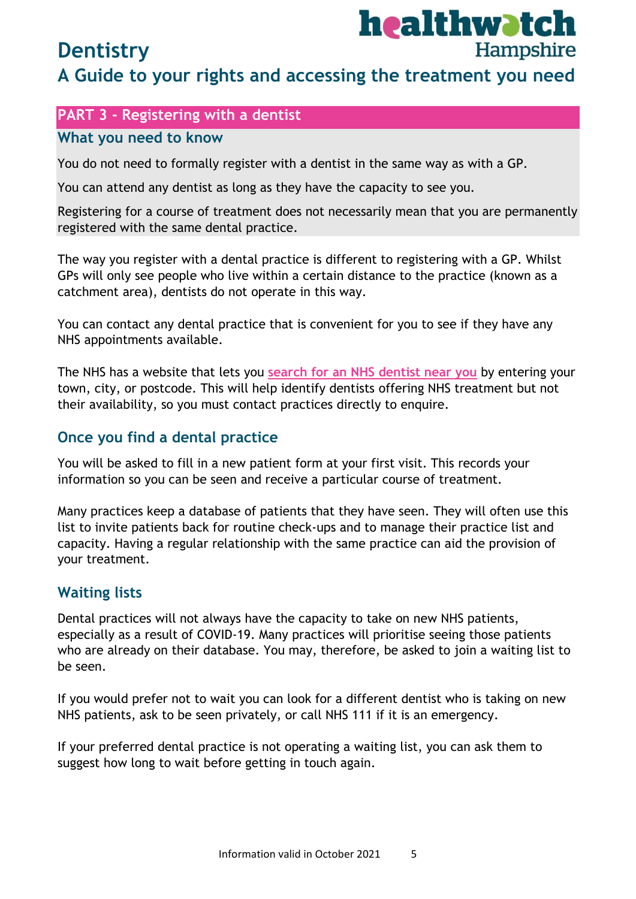## PART 3 - Registering with a dentist

### What you need to know

You do not need to formally register with a dentist in the same way as with a GP.

You can attend any dentist as long as they have the capacity to see you.

Registering for a course of treatment does not necessarily mean that you are permanently registered with the same dental practice.

The way you register with a dental practice is different to registering with a GP. Whilst GPs will only see people who live within a certain distance to the practice (known as a catchment area), dentists do not operate in this way.

You can contact any dental practice that is convenient for you to see if they have any NHS appointments available.

The NHS has a website that lets you search for an NHS dentist near you by entering your town, city, or postcode. This will help identify dentists offering NHS treatment but not their availability, so you must contact practices directly to enquire.

### Once you find a dental practice

You will be asked to fill in a new patient form at your first visit. This records your information so you can be seen and receive a particular course of treatment.

Many practices keep a database of patients that they have seen. They will often use this list to invite patients back for routine check-ups and to manage their practice list and capacity. Having a regular relationship with the same practice can aid the provision of your treatment.

### Waiting lists

Dental practices will not always have the capacity to take on new NHS patients, especially as a result of COVID-19. Many practices will prioritise seeing those patients who are already on their database. You may, therefore, be asked to join a waiting list to be seen.

If you would prefer not to wait you can look for a different dentist who is taking on new NHS patients, ask to be seen privately, or call NHS 111 if it is an emergency.

If your preferred dental practice is not operating a waiting list, you can ask them to suggest how long to wait before getting in touch again.

Information valid in October 2021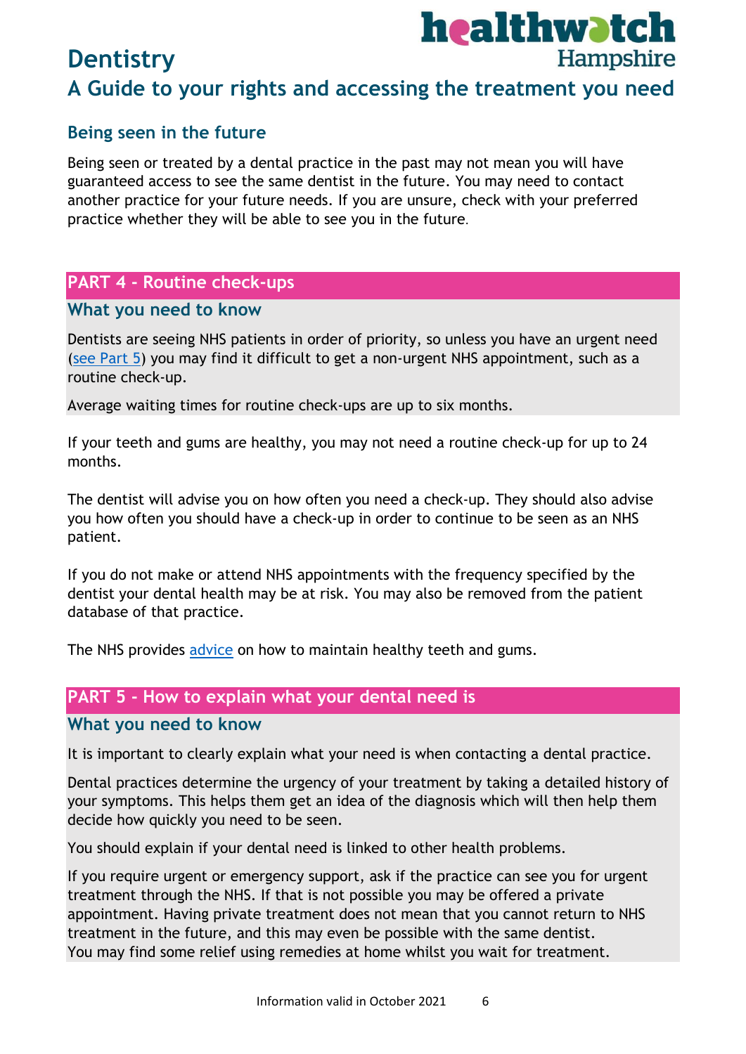## Being seen in the future

Being seen or treated by a dental practice in the past may not mean you will have guaranteed access to see the same dentist in the future. You may need to contact another practice for your future needs. If you are unsure, check with your preferred practice whether they will be able to see you in the future.

## PART 4 - Routine check-ups

### What you need to know

Dentists are seeing NHS patients in order of priority, so unless you have an urgent need (see Part 5) you may find it difficult to get a non-urgent NHS appointment, such as a routine check-up.

Average waiting times for routine check-ups are up to six months.

If your teeth and gums are healthy, you may not need a routine check-up for up to 24 months.

The dentist will advise you on how often you need a check-up. They should also advise you how often you should have a check-up in order to continue to be seen as an NHS patient.

If you do not make or attend NHS appointments with the frequency specified by the dentist your dental health may be at risk. You may also be removed from the patient database of that practice.

The NHS provides advice on how to maintain healthy teeth and gums.

## PART 5 - How to explain what your dental need is

### What you need to know

It is important to clearly explain what your need is when contacting a dental practice.

Dental practices determine the urgency of your treatment by taking a detailed history of your symptoms. This helps them get an idea of the diagnosis which will then help them decide how quickly you need to be seen.

You should explain if your dental need is linked to other health problems.

If you require urgent or emergency support, ask if the practice can see you for urgent treatment through the NHS. If that is not possible you may be offered a private appointment. Having private treatment does not mean that you cannot return to NHS treatment in the future, and this may even be possible with the same dentist.
You may find some relief using remedies at home whilst you wait for treatment.

Information valid in October 2021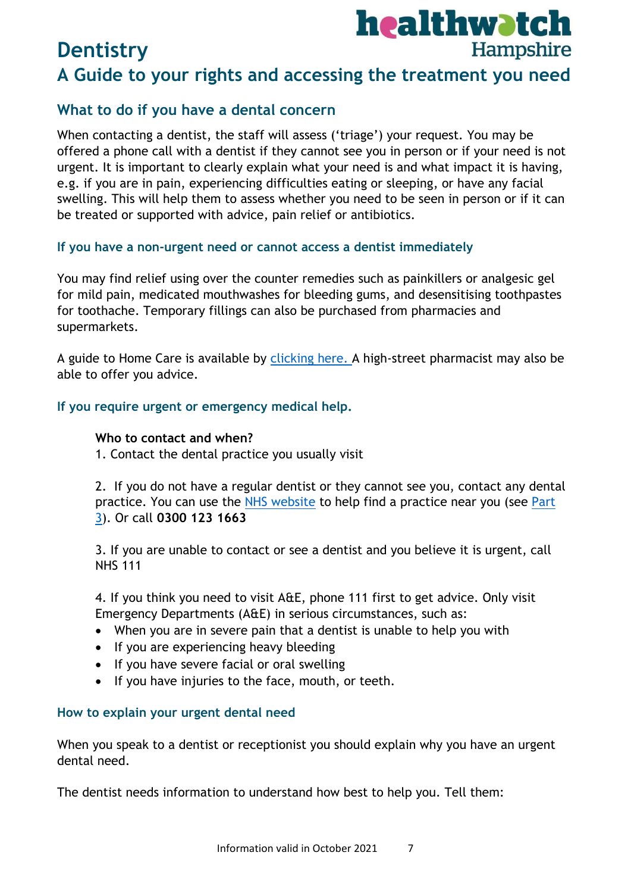# Dentistry

## A Guide to your rights and accessing the treatment you need

### What to do if you have a dental concern

When contacting a dentist, the staff will assess ('triage') your request. You may be offered a phone call with a dentist if they cannot see you in person or if your need is not urgent. It is important to clearly explain what your need is and what impact it is having, e.g. if you are in pain, experiencing difficulties eating or sleeping, or have any facial swelling. This will help them to assess whether you need to be seen in person or if it can be treated or supported with advice, pain relief or antibiotics.

#### If you have a non-urgent need or cannot access a dentist immediately

You may find relief using over the counter remedies such as painkillers or analgesic gel for mild pain, medicated mouthwashes for bleeding gums, and desensitising toothpastes for toothache. Temporary fillings can also be purchased from pharmacies and supermarkets.

A guide to Home Care is available by clicking here. A high-street pharmacist may also be able to offer you advice.

#### If you require urgent or emergency medical help.

**Who to contact and when?**

1. Contact the dental practice you usually visit

2. If you do not have a regular dentist or they cannot see you, contact any dental practice. You can use the NHS website to help find a practice near you (see Part 3). Or call **0300 123 1663**

3. If you are unable to contact or see a dentist and you believe it is urgent, call NHS 111

4. If you think you need to visit A&E, phone 111 first to get advice. Only visit Emergency Departments (A&E) in serious circumstances, such as:
   - When you are in severe pain that a dentist is unable to help you with
   - If you are experiencing heavy bleeding
   - If you have severe facial or oral swelling
   - If you have injuries to the face, mouth, or teeth.

#### How to explain your urgent dental need

When you speak to a dentist or receptionist you should explain why you have an urgent dental need.

The dentist needs information to understand how best to help you. Tell them: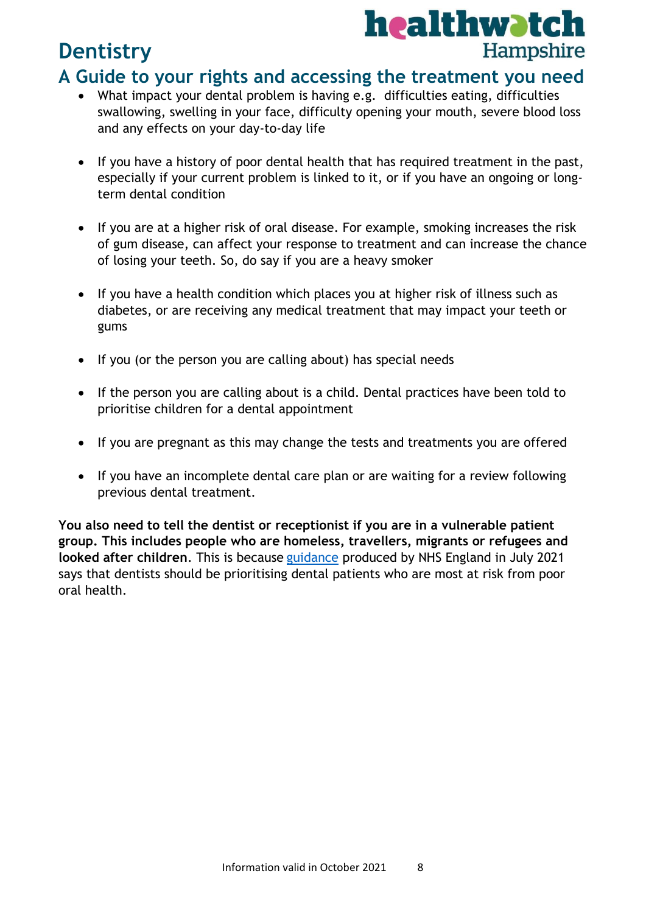- What impact your dental problem is having e.g. difficulties eating, difficulties swallowing, swelling in your face, difficulty opening your mouth, severe blood loss and any effects on your day-to-day life

- If you have a history of poor dental health that has required treatment in the past, especially if your current problem is linked to it, or if you have an ongoing or long-term dental condition

- If you are at a higher risk of oral disease. For example, smoking increases the risk of gum disease, can affect your response to treatment and can increase the chance of losing your teeth. So, do say if you are a heavy smoker

- If you have a health condition which places you at higher risk of illness such as diabetes, or are receiving any medical treatment that may impact your teeth or gums

- If you (or the person you are calling about) has special needs

- If the person you are calling about is a child. Dental practices have been told to prioritise children for a dental appointment

- If you are pregnant as this may change the tests and treatments you are offered

- If you have an incomplete dental care plan or are waiting for a review following previous dental treatment.

**You also need to tell the dentist or receptionist if you are in a vulnerable patient group. This includes people who are homeless, travellers, migrants or refugees and looked after children**. This is because guidance produced by NHS England in July 2021 says that dentists should be prioritising dental patients who are most at risk from poor oral health.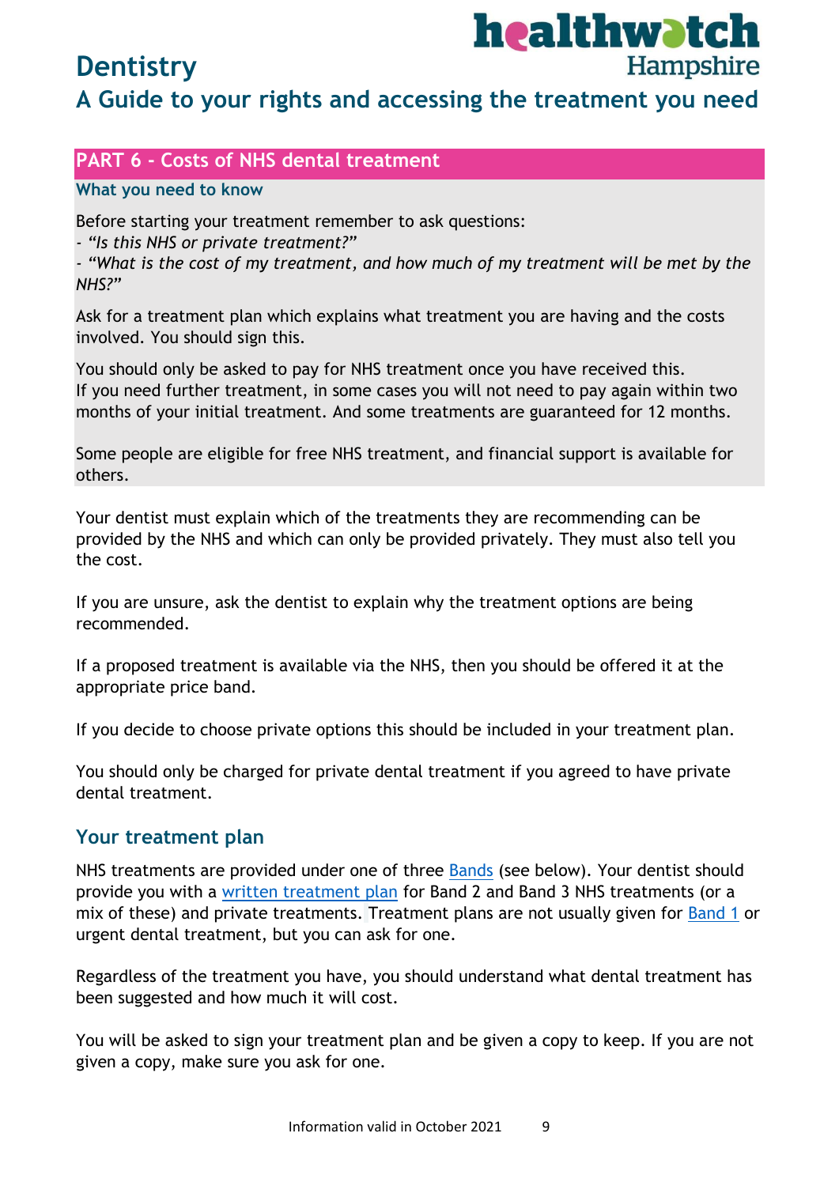## PART 6 - Costs of NHS dental treatment

### What you need to know

Before starting your treatment remember to ask questions:
- *"Is this NHS or private treatment?"*
- *"What is the cost of my treatment, and how much of my treatment will be met by the NHS?"*

Ask for a treatment plan which explains what treatment you are having and the costs involved. You should sign this.

You should only be asked to pay for NHS treatment once you have received this.
If you need further treatment, in some cases you will not need to pay again within two months of your initial treatment. And some treatments are guaranteed for 12 months.

Some people are eligible for free NHS treatment, and financial support is available for others.

Your dentist must explain which of the treatments they are recommending can be provided by the NHS and which can only be provided privately. They must also tell you the cost.

If you are unsure, ask the dentist to explain why the treatment options are being recommended.

If a proposed treatment is available via the NHS, then you should be offered it at the appropriate price band.

If you decide to choose private options this should be included in your treatment plan.

You should only be charged for private dental treatment if you agreed to have private dental treatment.

### Your treatment plan

NHS treatments are provided under one of three [Bands] (see below). Your dentist should provide you with a [written treatment plan] for Band 2 and Band 3 NHS treatments (or a mix of these) and private treatments. Treatment plans are not usually given for [Band 1] or urgent dental treatment, but you can ask for one.

Regardless of the treatment you have, you should understand what dental treatment has been suggested and how much it will cost.

You will be asked to sign your treatment plan and be given a copy to keep. If you are not given a copy, make sure you ask for one.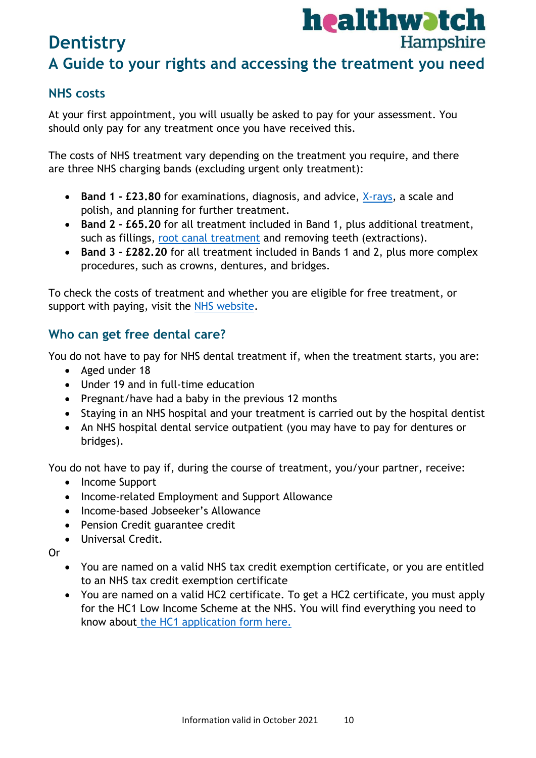# Dentistry

## A Guide to your rights and accessing the treatment you need

### NHS costs

At your first appointment, you will usually be asked to pay for your assessment. You should only pay for any treatment once you have received this.

The costs of NHS treatment vary depending on the treatment you require, and there are three NHS charging bands (excluding urgent only treatment):

- **Band 1 - £23.80** for examinations, diagnosis, and advice, X-rays, a scale and polish, and planning for further treatment.
- **Band 2 - £65.20** for all treatment included in Band 1, plus additional treatment, such as fillings, root canal treatment and removing teeth (extractions).
- **Band 3 - £282.20** for all treatment included in Bands 1 and 2, plus more complex procedures, such as crowns, dentures, and bridges.

To check the costs of treatment and whether you are eligible for free treatment, or support with paying, visit the NHS website.

### Who can get free dental care?

You do not have to pay for NHS dental treatment if, when the treatment starts, you are:

- Aged under 18
- Under 19 and in full-time education
- Pregnant/have had a baby in the previous 12 months
- Staying in an NHS hospital and your treatment is carried out by the hospital dentist
- An NHS hospital dental service outpatient (you may have to pay for dentures or bridges).

You do not have to pay if, during the course of treatment, you/your partner, receive:

- Income Support
- Income-related Employment and Support Allowance
- Income-based Jobseeker's Allowance
- Pension Credit guarantee credit
- Universal Credit.

Or

- You are named on a valid NHS tax credit exemption certificate, or you are entitled to an NHS tax credit exemption certificate
- You are named on a valid HC2 certificate. To get a HC2 certificate, you must apply for the HC1 Low Income Scheme at the NHS. You will find everything you need to know about the HC1 application form here.

Information valid in October 2021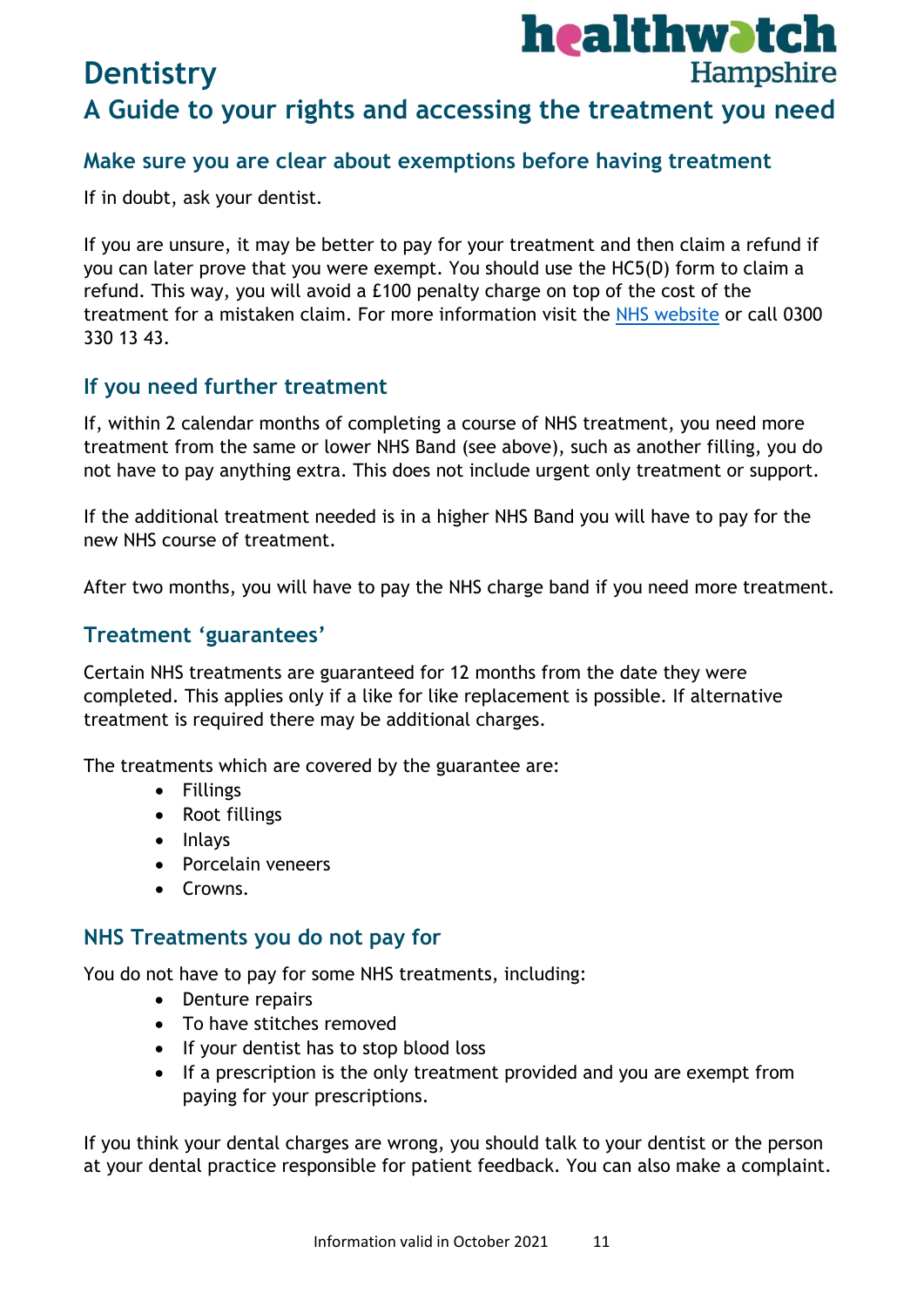# Dentistry

## A Guide to your rights and accessing the treatment you need

### Make sure you are clear about exemptions before having treatment

If in doubt, ask your dentist.

If you are unsure, it may be better to pay for your treatment and then claim a refund if you can later prove that you were exempt. You should use the HC5(D) form to claim a refund. This way, you will avoid a £100 penalty charge on top of the cost of the treatment for a mistaken claim. For more information visit the [NHS website]() or call 0300 330 13 43.

### If you need further treatment

If, within 2 calendar months of completing a course of NHS treatment, you need more treatment from the same or lower NHS Band (see above), such as another filling, you do not have to pay anything extra. This does not include urgent only treatment or support.

If the additional treatment needed is in a higher NHS Band you will have to pay for the new NHS course of treatment.

After two months, you will have to pay the NHS charge band if you need more treatment.

### Treatment 'guarantees'

Certain NHS treatments are guaranteed for 12 months from the date they were completed. This applies only if a like for like replacement is possible. If alternative treatment is required there may be additional charges.

The treatments which are covered by the guarantee are:

- Fillings
- Root fillings
- Inlays
- Porcelain veneers
- Crowns.

### NHS Treatments you do not pay for

You do not have to pay for some NHS treatments, including:

- Denture repairs
- To have stitches removed
- If your dentist has to stop blood loss
- If a prescription is the only treatment provided and you are exempt from paying for your prescriptions.

If you think your dental charges are wrong, you should talk to your dentist or the person at your dental practice responsible for patient feedback. You can also make a complaint.

Information valid in October 2021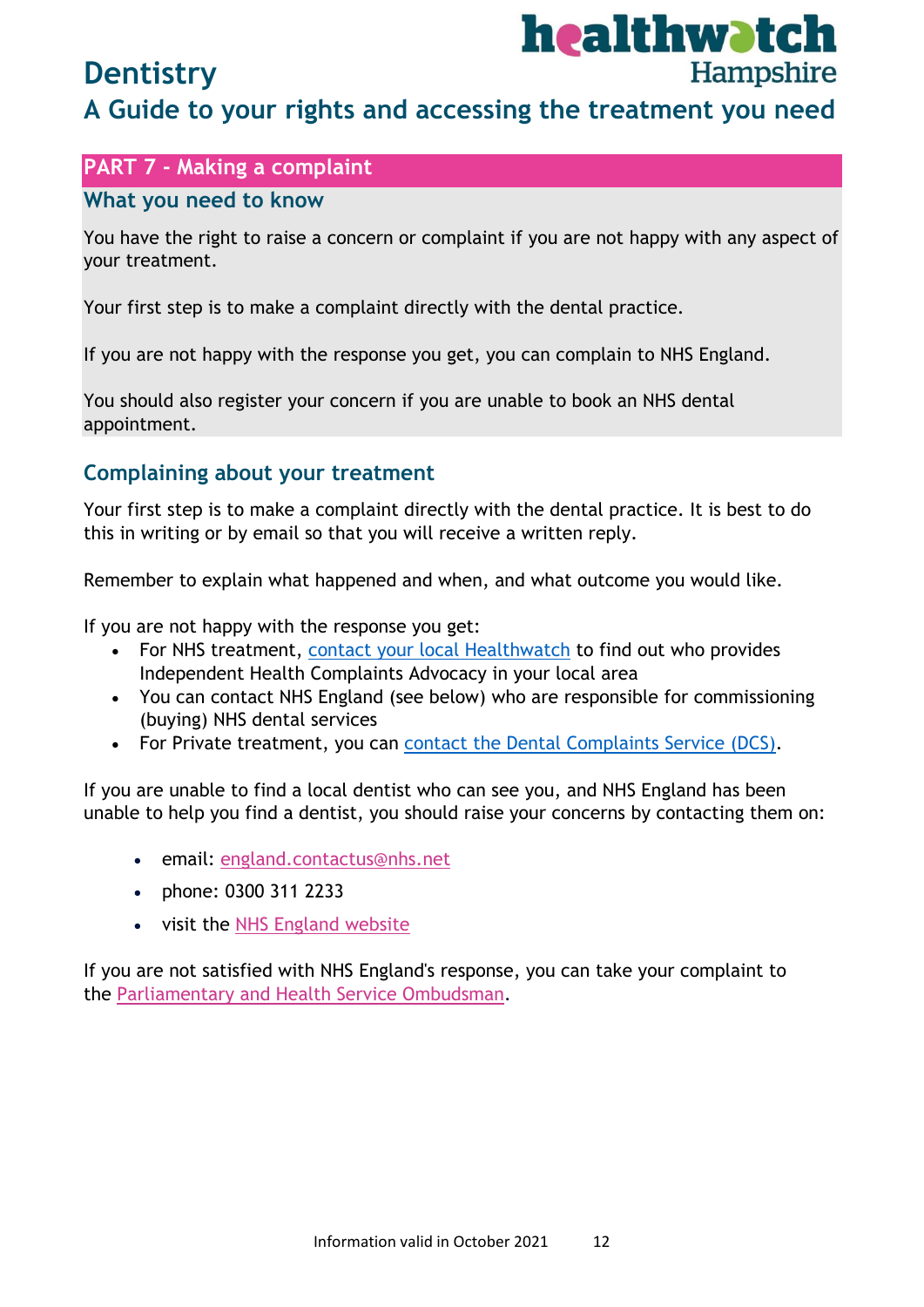# Dentistry

## A Guide to your rights and accessing the treatment you need

## PART 7 - Making a complaint

### What you need to know

You have the right to raise a concern or complaint if you are not happy with any aspect of your treatment.

Your first step is to make a complaint directly with the dental practice.

If you are not happy with the response you get, you can complain to NHS England.

You should also register your concern if you are unable to book an NHS dental appointment.

### Complaining about your treatment

Your first step is to make a complaint directly with the dental practice. It is best to do this in writing or by email so that you will receive a written reply.

Remember to explain what happened and when, and what outcome you would like.

If you are not happy with the response you get:

- For NHS treatment, contact your local Healthwatch to find out who provides Independent Health Complaints Advocacy in your local area
- You can contact NHS England (see below) who are responsible for commissioning (buying) NHS dental services
- For Private treatment, you can contact the Dental Complaints Service (DCS).

If you are unable to find a local dentist who can see you, and NHS England has been unable to help you find a dentist, you should raise your concerns by contacting them on:

- email: england.contactus@nhs.net
- phone: 0300 311 2233
- visit the NHS England website

If you are not satisfied with NHS England's response, you can take your complaint to the Parliamentary and Health Service Ombudsman.

Information valid in October 2021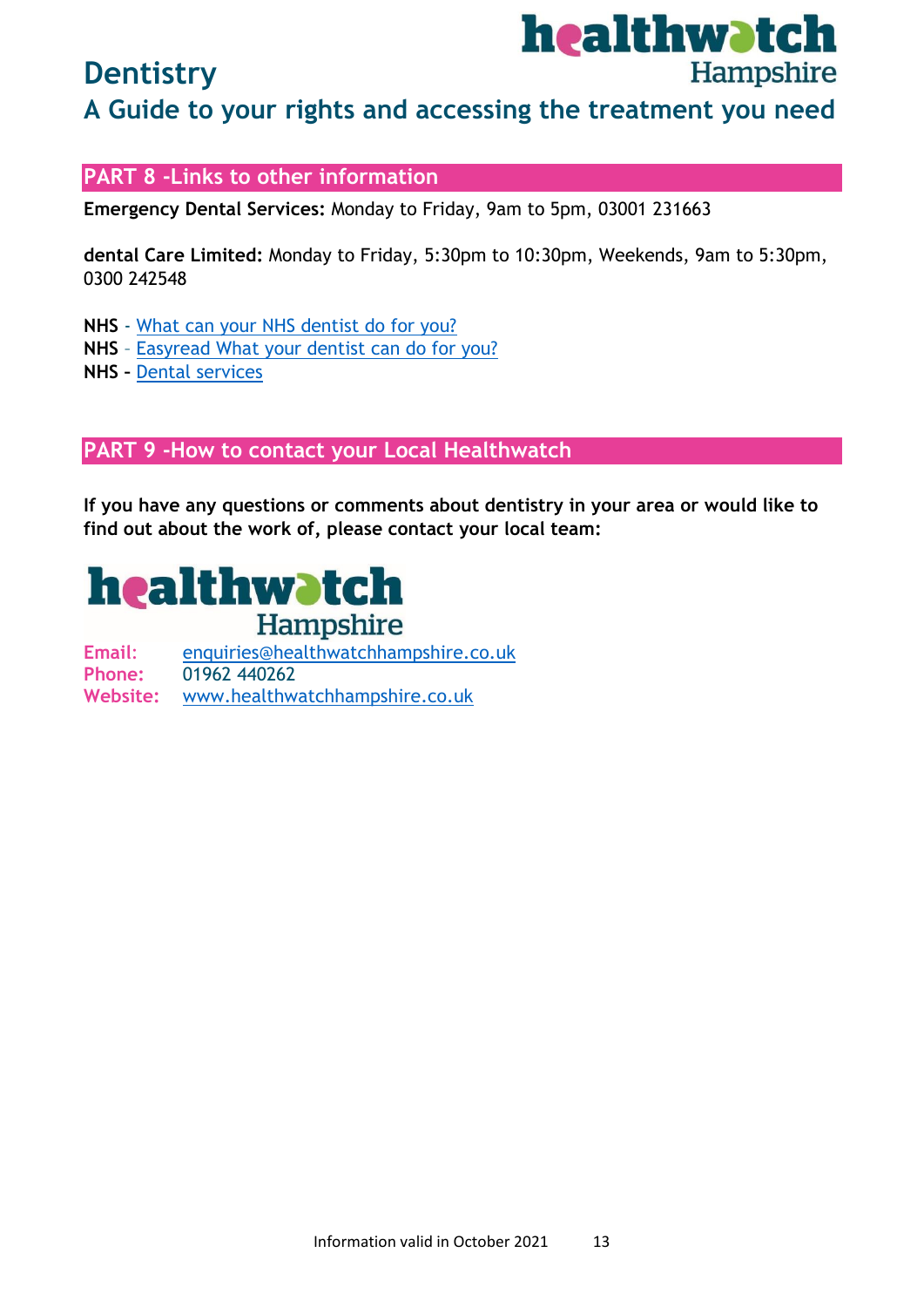## PART 8 -Links to other information

**Emergency Dental Services:** Monday to Friday, 9am to 5pm, 03001 231663

**dental Care Limited:** Monday to Friday, 5:30pm to 10:30pm, Weekends, 9am to 5:30pm, 0300 242548

**NHS** - What can your NHS dentist do for you?
**NHS** – Easyread What your dentist can do for you?
**NHS –** Dental services

## PART 9 -How to contact your Local Healthwatch

**If you have any questions or comments about dentistry in your area or would like to find out about the work of, please contact your local team:**

healthwatch Hampshire

**Email:** enquiries@healthwatchhampshire.co.uk
**Phone:** 01962 440262
**Website:** www.healthwatchhampshire.co.uk

Information valid in October 2021